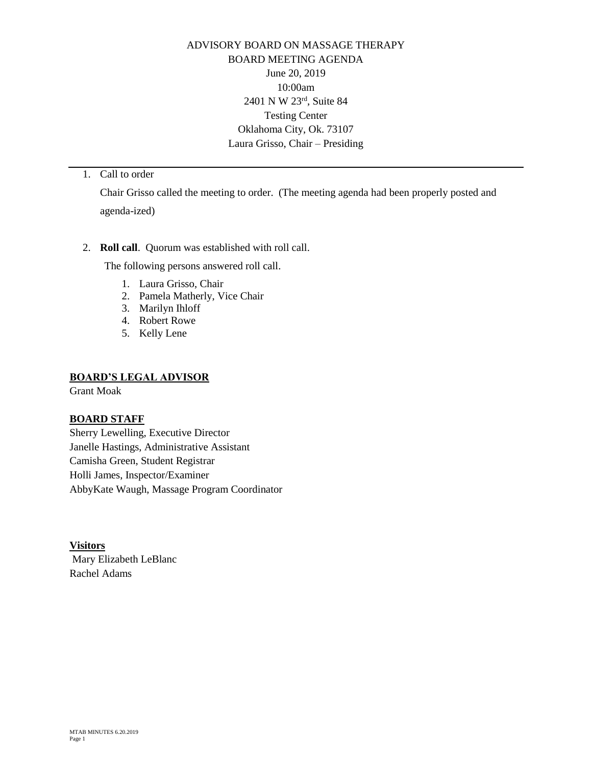ADVISORY BOARD ON MASSAGE THERAPY
BOARD MEETING AGENDA
June 20, 2019
10:00am
2401 N W 23rd, Suite 84
Testing Center
Oklahoma City, Ok. 73107
Laura Grisso, Chair – Presiding

---

1. Call to order

   Chair Grisso called the meeting to order. (The meeting agenda had been properly posted and agenda-ized)

2. **Roll call**. Quorum was established with roll call.

   The following persons answered roll call.

   1. Laura Grisso, Chair
   2. Pamela Matherly, Vice Chair
   3. Marilyn Ihloff
   4. Robert Rowe
   5. Kelly Lene

**BOARD'S LEGAL ADVISOR**

Grant Moak

**BOARD STAFF**

Sherry Lewelling, Executive Director
Janelle Hastings, Administrative Assistant
Camisha Green, Student Registrar
Holli James, Inspector/Examiner
AbbyKate Waugh, Massage Program Coordinator

**Visitors**

Mary Elizabeth LeBlanc
Rachel Adams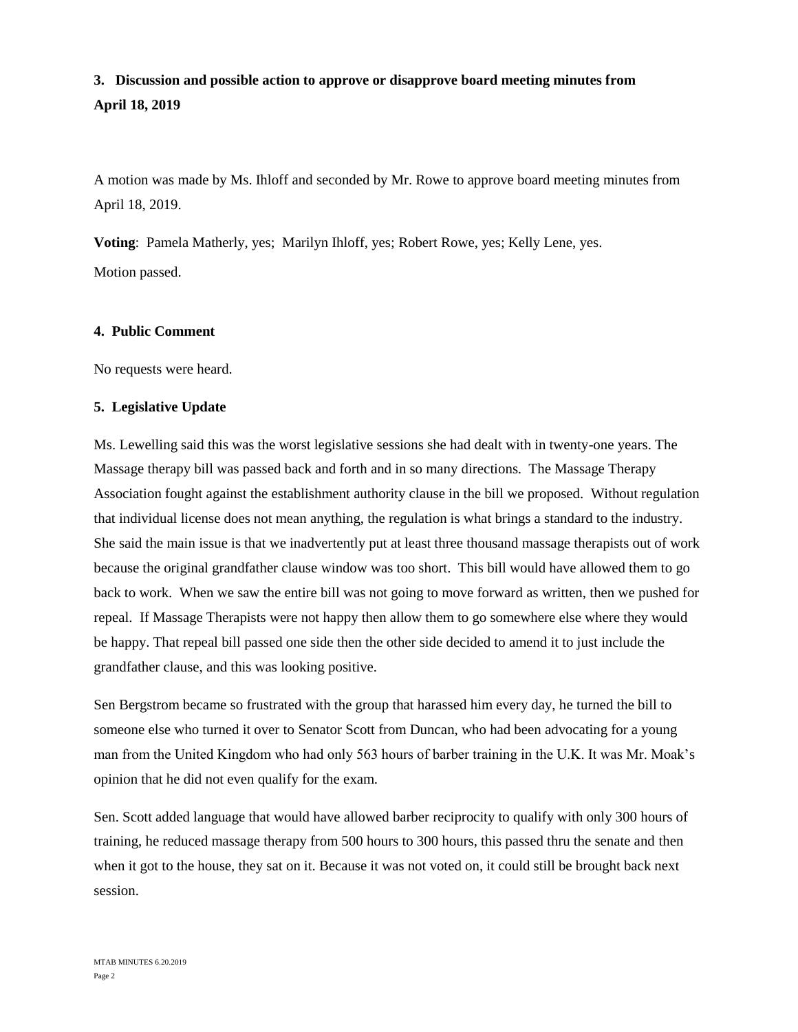### 3. Discussion and possible action to approve or disapprove board meeting minutes from April 18, 2019

A motion was made by Ms. Ihloff and seconded by Mr. Rowe to approve board meeting minutes from April 18, 2019.

**Voting**: Pamela Matherly, yes; Marilyn Ihloff, yes; Robert Rowe, yes; Kelly Lene, yes.

Motion passed.

### 4. Public Comment

No requests were heard.

### 5. Legislative Update

Ms. Lewelling said this was the worst legislative sessions she had dealt with in twenty-one years. The Massage therapy bill was passed back and forth and in so many directions. The Massage Therapy Association fought against the establishment authority clause in the bill we proposed. Without regulation that individual license does not mean anything, the regulation is what brings a standard to the industry. She said the main issue is that we inadvertently put at least three thousand massage therapists out of work because the original grandfather clause window was too short. This bill would have allowed them to go back to work. When we saw the entire bill was not going to move forward as written, then we pushed for repeal. If Massage Therapists were not happy then allow them to go somewhere else where they would be happy. That repeal bill passed one side then the other side decided to amend it to just include the grandfather clause, and this was looking positive.

Sen Bergstrom became so frustrated with the group that harassed him every day, he turned the bill to someone else who turned it over to Senator Scott from Duncan, who had been advocating for a young man from the United Kingdom who had only 563 hours of barber training in the U.K. It was Mr. Moak's opinion that he did not even qualify for the exam.

Sen. Scott added language that would have allowed barber reciprocity to qualify with only 300 hours of training, he reduced massage therapy from 500 hours to 300 hours, this passed thru the senate and then when it got to the house, they sat on it. Because it was not voted on, it could still be brought back next session.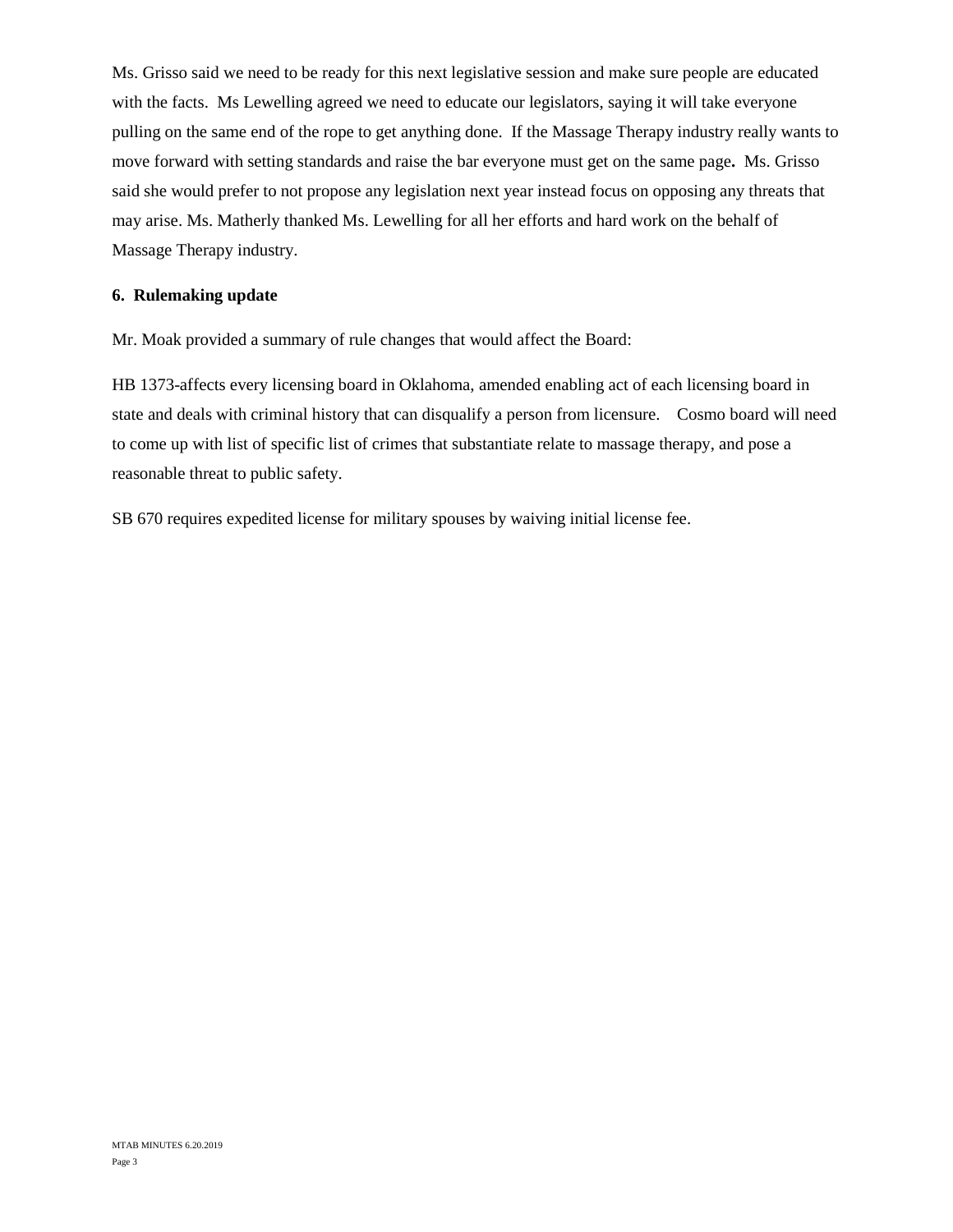Ms. Grisso said we need to be ready for this next legislative session and make sure people are educated with the facts. Ms Lewelling agreed we need to educate our legislators, saying it will take everyone pulling on the same end of the rope to get anything done. If the Massage Therapy industry really wants to move forward with setting standards and raise the bar everyone must get on the same page**.** Ms. Grisso said she would prefer to not propose any legislation next year instead focus on opposing any threats that may arise. Ms. Matherly thanked Ms. Lewelling for all her efforts and hard work on the behalf of Massage Therapy industry.

**6. Rulemaking update**

Mr. Moak provided a summary of rule changes that would affect the Board:

HB 1373-affects every licensing board in Oklahoma, amended enabling act of each licensing board in state and deals with criminal history that can disqualify a person from licensure. Cosmo board will need to come up with list of specific list of crimes that substantiate relate to massage therapy, and pose a reasonable threat to public safety.

SB 670 requires expedited license for military spouses by waiving initial license fee.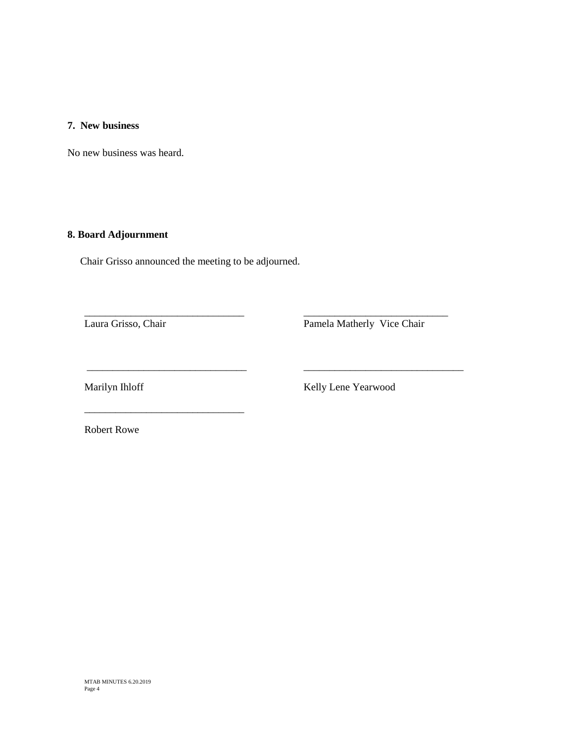**7. New business**

No new business was heard.

**8. Board Adjournment**

Chair Grisso announced the meeting to be adjourned.

______________________________ ______________________________
Laura Grisso, Chair Pamela Matherly Vice Chair

______________________________ ______________________________
Marilyn Ihloff Kelly Lene Yearwood

______________________________
Robert Rowe